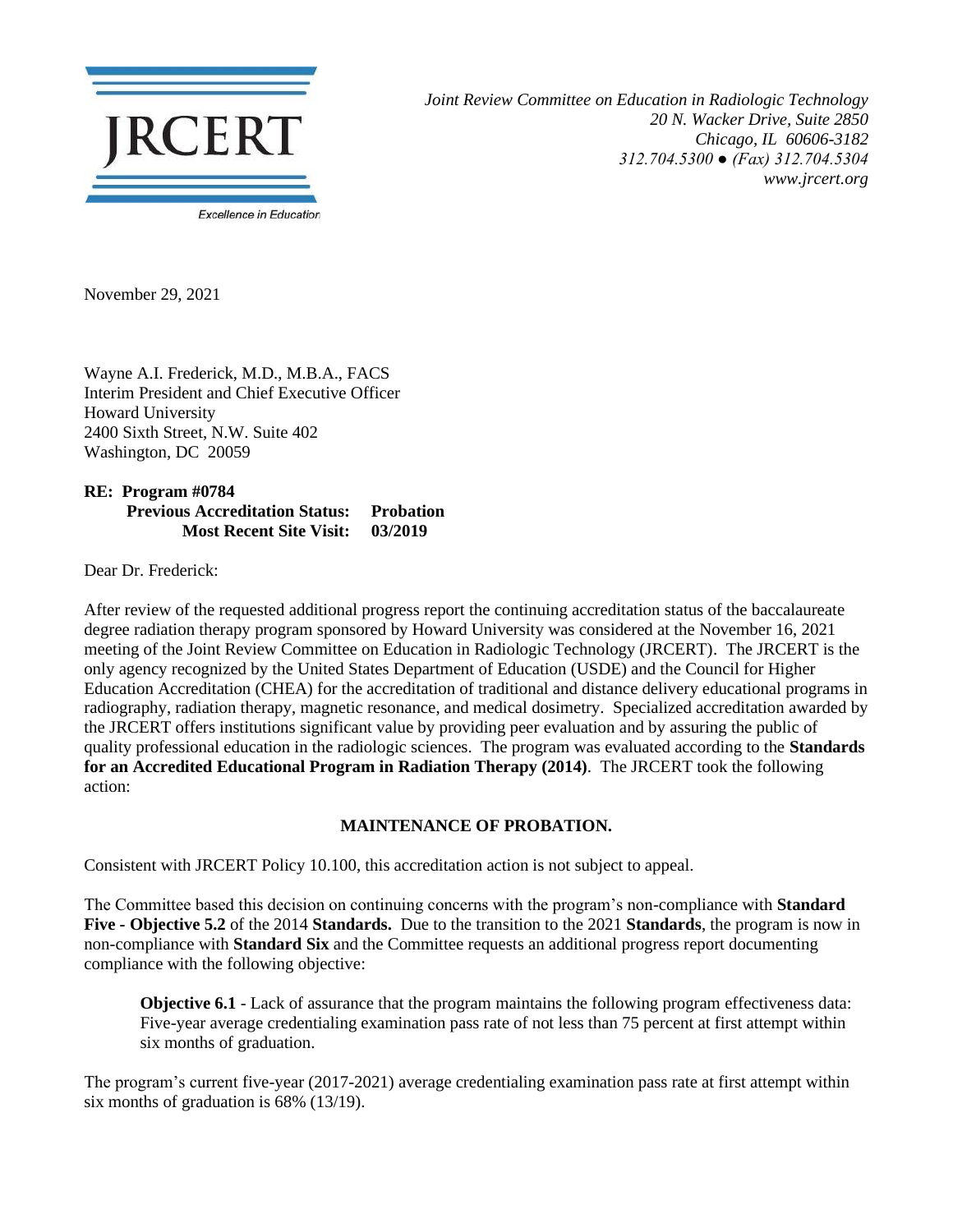JRCERT

Excellence in Education

*Joint Review Committee on Education in Radiologic Technology*
*20 N. Wacker Drive, Suite 2850*
*Chicago, IL 60606-3182*
*312.704.5300 ● (Fax) 312.704.5304*
*www.jrcert.org*

November 29, 2021

Wayne A.I. Frederick, M.D., M.B.A., FACS
Interim President and Chief Executive Officer
Howard University
2400 Sixth Street, N.W. Suite 402
Washington, DC 20059

**RE: Program #0784**
**Previous Accreditation Status: Probation**
**Most Recent Site Visit: 03/2019**

Dear Dr. Frederick:

After review of the requested additional progress report the continuing accreditation status of the baccalaureate degree radiation therapy program sponsored by Howard University was considered at the November 16, 2021 meeting of the Joint Review Committee on Education in Radiologic Technology (JRCERT). The JRCERT is the only agency recognized by the United States Department of Education (USDE) and the Council for Higher Education Accreditation (CHEA) for the accreditation of traditional and distance delivery educational programs in radiography, radiation therapy, magnetic resonance, and medical dosimetry. Specialized accreditation awarded by the JRCERT offers institutions significant value by providing peer evaluation and by assuring the public of quality professional education in the radiologic sciences. The program was evaluated according to the **Standards for an Accredited Educational Program in Radiation Therapy (2014)**. The JRCERT took the following action:

**MAINTENANCE OF PROBATION.**

Consistent with JRCERT Policy 10.100, this accreditation action is not subject to appeal.

The Committee based this decision on continuing concerns with the program's non-compliance with **Standard Five - Objective 5.2** of the 2014 **Standards.** Due to the transition to the 2021 **Standards**, the program is now in non-compliance with **Standard Six** and the Committee requests an additional progress report documenting compliance with the following objective:

> **Objective 6.1** - Lack of assurance that the program maintains the following program effectiveness data: Five-year average credentialing examination pass rate of not less than 75 percent at first attempt within six months of graduation.

The program's current five-year (2017-2021) average credentialing examination pass rate at first attempt within six months of graduation is 68% (13/19).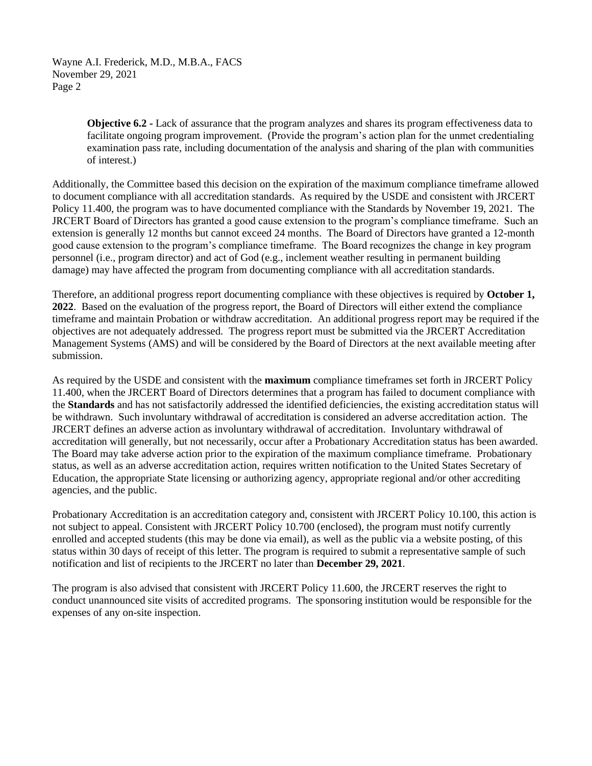**Objective 6.2 -** Lack of assurance that the program analyzes and shares its program effectiveness data to facilitate ongoing program improvement. (Provide the program's action plan for the unmet credentialing examination pass rate, including documentation of the analysis and sharing of the plan with communities of interest.)

Additionally, the Committee based this decision on the expiration of the maximum compliance timeframe allowed to document compliance with all accreditation standards. As required by the USDE and consistent with JRCERT Policy 11.400, the program was to have documented compliance with the Standards by November 19, 2021. The JRCERT Board of Directors has granted a good cause extension to the program's compliance timeframe. Such an extension is generally 12 months but cannot exceed 24 months. The Board of Directors have granted a 12-month good cause extension to the program's compliance timeframe. The Board recognizes the change in key program personnel (i.e., program director) and act of God (e.g., inclement weather resulting in permanent building damage) may have affected the program from documenting compliance with all accreditation standards.

Therefore, an additional progress report documenting compliance with these objectives is required by **October 1, 2022**. Based on the evaluation of the progress report, the Board of Directors will either extend the compliance timeframe and maintain Probation or withdraw accreditation. An additional progress report may be required if the objectives are not adequately addressed. The progress report must be submitted via the JRCERT Accreditation Management Systems (AMS) and will be considered by the Board of Directors at the next available meeting after submission.

As required by the USDE and consistent with the **maximum** compliance timeframes set forth in JRCERT Policy 11.400, when the JRCERT Board of Directors determines that a program has failed to document compliance with the **Standards** and has not satisfactorily addressed the identified deficiencies, the existing accreditation status will be withdrawn. Such involuntary withdrawal of accreditation is considered an adverse accreditation action. The JRCERT defines an adverse action as involuntary withdrawal of accreditation. Involuntary withdrawal of accreditation will generally, but not necessarily, occur after a Probationary Accreditation status has been awarded. The Board may take adverse action prior to the expiration of the maximum compliance timeframe. Probationary status, as well as an adverse accreditation action, requires written notification to the United States Secretary of Education, the appropriate State licensing or authorizing agency, appropriate regional and/or other accrediting agencies, and the public.

Probationary Accreditation is an accreditation category and, consistent with JRCERT Policy 10.100, this action is not subject to appeal. Consistent with JRCERT Policy 10.700 (enclosed), the program must notify currently enrolled and accepted students (this may be done via email), as well as the public via a website posting, of this status within 30 days of receipt of this letter. The program is required to submit a representative sample of such notification and list of recipients to the JRCERT no later than **December 29, 2021**.

The program is also advised that consistent with JRCERT Policy 11.600, the JRCERT reserves the right to conduct unannounced site visits of accredited programs. The sponsoring institution would be responsible for the expenses of any on-site inspection.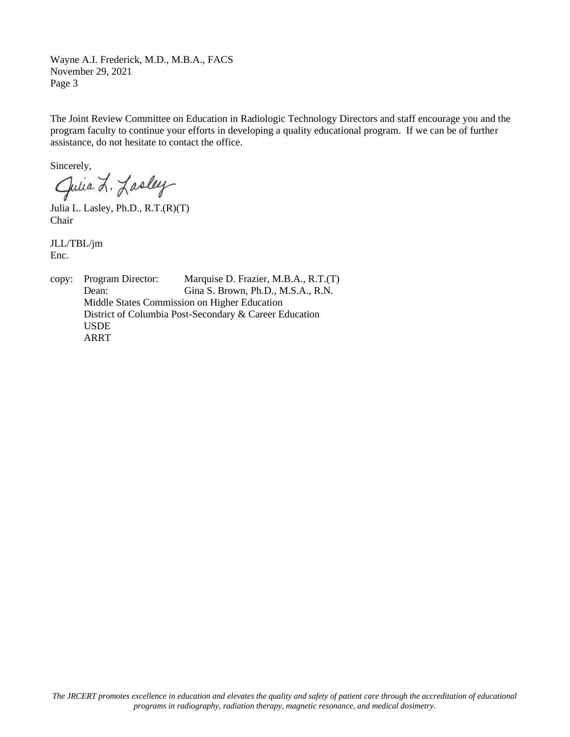The Joint Review Committee on Education in Radiologic Technology Directors and staff encourage you and the program faculty to continue your efforts in developing a quality educational program. If we can be of further assistance, do not hesitate to contact the office.

Sincerely,

Julia L. Lasley

Julia L. Lasley, Ph.D., R.T.(R)(T)
Chair

JLL/TBL/jm
Enc.

copy: Program Director: Marquise D. Frazier, M.B.A., R.T.(T)
Dean: Gina S. Brown, Ph.D., M.S.A., R.N.
Middle States Commission on Higher Education
District of Columbia Post-Secondary & Career Education
USDE
ARRT